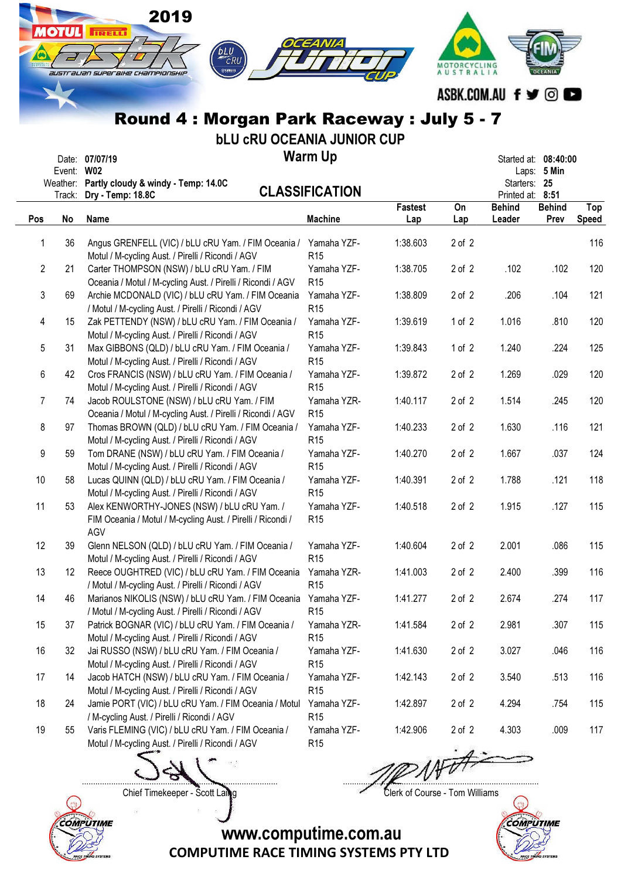2019

# Round 4 : Morgan Park Raceway : July 5 - 7

## bLU cRU OCEANIA JUNIOR CUP

### Warm Up

### CLASSIFICATION

Date: 07/07/19
Event: W02
Weather: Partly cloudy & windy - Temp: 14.0C
Track: Dry - Temp: 18.8C

Started at: 08:40:00
Laps: 5 Min
Starters: 25
Printed at: 8:51

| Pos | No | Name | Machine | Fastest Lap | On Lap | Behind Leader | Behind Prev | Top Speed |
|---|---|---|---|---|---|---|---|---|
| 1 | 36 | Angus GRENFELL (VIC) / bLU cRU Yam. / FIM Oceania / Motul / M-cycling Aust. / Pirelli / Ricondi / AGV | Yamaha YZF-R15 | 1:38.603 | 2 of 2 | | | 116 |
| 2 | 21 | Carter THOMPSON (NSW) / bLU cRU Yam. / FIM Oceania / Motul / M-cycling Aust. / Pirelli / Ricondi / AGV | Yamaha YZF-R15 | 1:38.705 | 2 of 2 | .102 | .102 | 120 |
| 3 | 69 | Archie MCDONALD (VIC) / bLU cRU Yam. / FIM Oceania / Motul / M-cycling Aust. / Pirelli / Ricondi / AGV | Yamaha YZF-R15 | 1:38.809 | 2 of 2 | .206 | .104 | 121 |
| 4 | 15 | Zak PETTENDY (NSW) / bLU cRU Yam. / FIM Oceania / Motul / M-cycling Aust. / Pirelli / Ricondi / AGV | Yamaha YZF-R15 | 1:39.619 | 1 of 2 | 1.016 | .810 | 120 |
| 5 | 31 | Max GIBBONS (QLD) / bLU cRU Yam. / FIM Oceania / Motul / M-cycling Aust. / Pirelli / Ricondi / AGV | Yamaha YZF-R15 | 1:39.843 | 1 of 2 | 1.240 | .224 | 125 |
| 6 | 42 | Cros FRANCIS (NSW) / bLU cRU Yam. / FIM Oceania / Motul / M-cycling Aust. / Pirelli / Ricondi / AGV | Yamaha YZF-R15 | 1:39.872 | 2 of 2 | 1.269 | .029 | 120 |
| 7 | 74 | Jacob ROULSTONE (NSW) / bLU cRU Yam. / FIM Oceania / Motul / M-cycling Aust. / Pirelli / Ricondi / AGV | Yamaha YZR-R15 | 1:40.117 | 2 of 2 | 1.514 | .245 | 120 |
| 8 | 97 | Thomas BROWN (QLD) / bLU cRU Yam. / FIM Oceania / Motul / M-cycling Aust. / Pirelli / Ricondi / AGV | Yamaha YZF-R15 | 1:40.233 | 2 of 2 | 1.630 | .116 | 121 |
| 9 | 59 | Tom DRANE (NSW) / bLU cRU Yam. / FIM Oceania / Motul / M-cycling Aust. / Pirelli / Ricondi / AGV | Yamaha YZF-R15 | 1:40.270 | 2 of 2 | 1.667 | .037 | 124 |
| 10 | 58 | Lucas QUINN (QLD) / bLU cRU Yam. / FIM Oceania / Motul / M-cycling Aust. / Pirelli / Ricondi / AGV | Yamaha YZF-R15 | 1:40.391 | 2 of 2 | 1.788 | .121 | 118 |
| 11 | 53 | Alex KENWORTHY-JONES (NSW) / bLU cRU Yam. / FIM Oceania / Motul / M-cycling Aust. / Pirelli / Ricondi / AGV | Yamaha YZF-R15 | 1:40.518 | 2 of 2 | 1.915 | .127 | 115 |
| 12 | 39 | Glenn NELSON (QLD) / bLU cRU Yam. / FIM Oceania / Motul / M-cycling Aust. / Pirelli / Ricondi / AGV | Yamaha YZF-R15 | 1:40.604 | 2 of 2 | 2.001 | .086 | 115 |
| 13 | 12 | Reece OUGHTRED (VIC) / bLU cRU Yam. / FIM Oceania / Motul / M-cycling Aust. / Pirelli / Ricondi / AGV | Yamaha YZR-R15 | 1:41.003 | 2 of 2 | 2.400 | .399 | 116 |
| 14 | 46 | Marianos NIKOLIS (NSW) / bLU cRU Yam. / FIM Oceania / Motul / M-cycling Aust. / Pirelli / Ricondi / AGV | Yamaha YZF-R15 | 1:41.277 | 2 of 2 | 2.674 | .274 | 117 |
| 15 | 37 | Patrick BOGNAR (VIC) / bLU cRU Yam. / FIM Oceania / Motul / M-cycling Aust. / Pirelli / Ricondi / AGV | Yamaha YZR-R15 | 1:41.584 | 2 of 2 | 2.981 | .307 | 115 |
| 16 | 32 | Jai RUSSO (NSW) / bLU cRU Yam. / FIM Oceania / Motul / M-cycling Aust. / Pirelli / Ricondi / AGV | Yamaha YZF-R15 | 1:41.630 | 2 of 2 | 3.027 | .046 | 116 |
| 17 | 14 | Jacob HATCH (NSW) / bLU cRU Yam. / FIM Oceania / Motul / M-cycling Aust. / Pirelli / Ricondi / AGV | Yamaha YZF-R15 | 1:42.143 | 2 of 2 | 3.540 | .513 | 116 |
| 18 | 24 | Jamie PORT (VIC) / bLU cRU Yam. / FIM Oceania / Motul / M-cycling Aust. / Pirelli / Ricondi / AGV | Yamaha YZF-R15 | 1:42.897 | 2 of 2 | 4.294 | .754 | 115 |
| 19 | 55 | Varis FLEMING (VIC) / bLU cRU Yam. / FIM Oceania / Motul / M-cycling Aust. / Pirelli / Ricondi / AGV | Yamaha YZF-R15 | 1:42.906 | 2 of 2 | 4.303 | .009 | 117 |

Chief Timekeeper - Scott Laing

Clerk of Course - Tom Williams

www.computime.com.au

COMPUTIME RACE TIMING SYSTEMS PTY LTD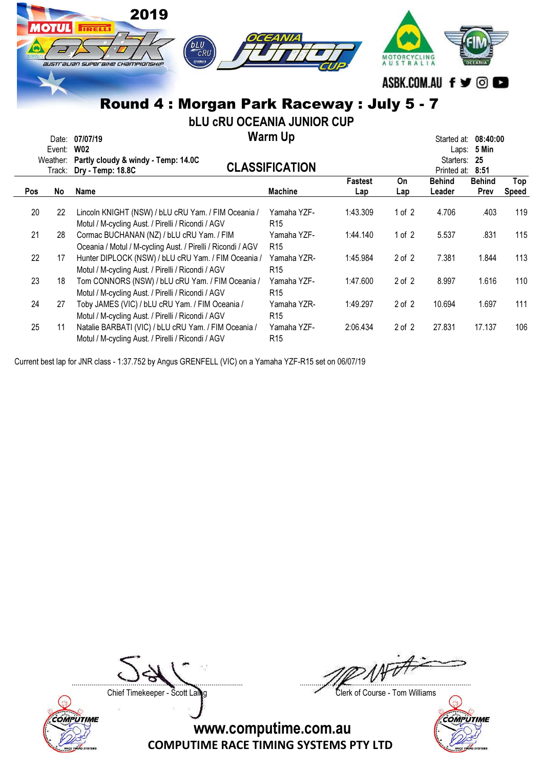# Round 4 : Morgan Park Raceway : July 5 - 7

## bLU cRU OCEANIA JUNIOR CUP

## Warm Up

## CLASSIFICATION

Date: **07/07/19**
Event: **W02**
Weather: **Partly cloudy & windy - Temp: 14.0C**
Track: **Dry - Temp: 18.8C**

Started at: **08:40:00**
Laps: **5 Min**
Starters: **25**
Printed at: **8:51**

| Pos | No | Name | Machine | Fastest Lap | On Lap | Behind Leader | Behind Prev | Top Speed |
|---|---|---|---|---|---|---|---|---|
| 20 | 22 | Lincoln KNIGHT (NSW) / bLU cRU Yam. / FIM Oceania / Motul / M-cycling Aust. / Pirelli / Ricondi / AGV | Yamaha YZF-R15 | 1:43.309 | 1 of 2 | 4.706 | .403 | 119 |
| 21 | 28 | Cormac BUCHANAN (NZ) / bLU cRU Yam. / FIM Oceania / Motul / M-cycling Aust. / Pirelli / Ricondi / AGV | Yamaha YZF-R15 | 1:44.140 | 1 of 2 | 5.537 | .831 | 115 |
| 22 | 17 | Hunter DIPLOCK (NSW) / bLU cRU Yam. / FIM Oceania / Motul / M-cycling Aust. / Pirelli / Ricondi / AGV | Yamaha YZR-R15 | 1:45.984 | 2 of 2 | 7.381 | 1.844 | 113 |
| 23 | 18 | Tom CONNORS (NSW) / bLU cRU Yam. / FIM Oceania / Motul / M-cycling Aust. / Pirelli / Ricondi / AGV | Yamaha YZF-R15 | 1:47.600 | 2 of 2 | 8.997 | 1.616 | 110 |
| 24 | 27 | Toby JAMES (VIC) / bLU cRU Yam. / FIM Oceania / Motul / M-cycling Aust. / Pirelli / Ricondi / AGV | Yamaha YZR-R15 | 1:49.297 | 2 of 2 | 10.694 | 1.697 | 111 |
| 25 | 11 | Natalie BARBATI (VIC) / bLU cRU Yam. / FIM Oceania / Motul / M-cycling Aust. / Pirelli / Ricondi / AGV | Yamaha YZF-R15 | 2:06.434 | 2 of 2 | 27.831 | 17.137 | 106 |

Current best lap for JNR class - 1:37.752 by Angus GRENFELL (VIC) on a Yamaha YZF-R15 set on 06/07/19

Chief Timekeeper - Scott Laing

Clerk of Course - Tom Williams

www.computime.com.au
COMPUTIME RACE TIMING SYSTEMS PTY LTD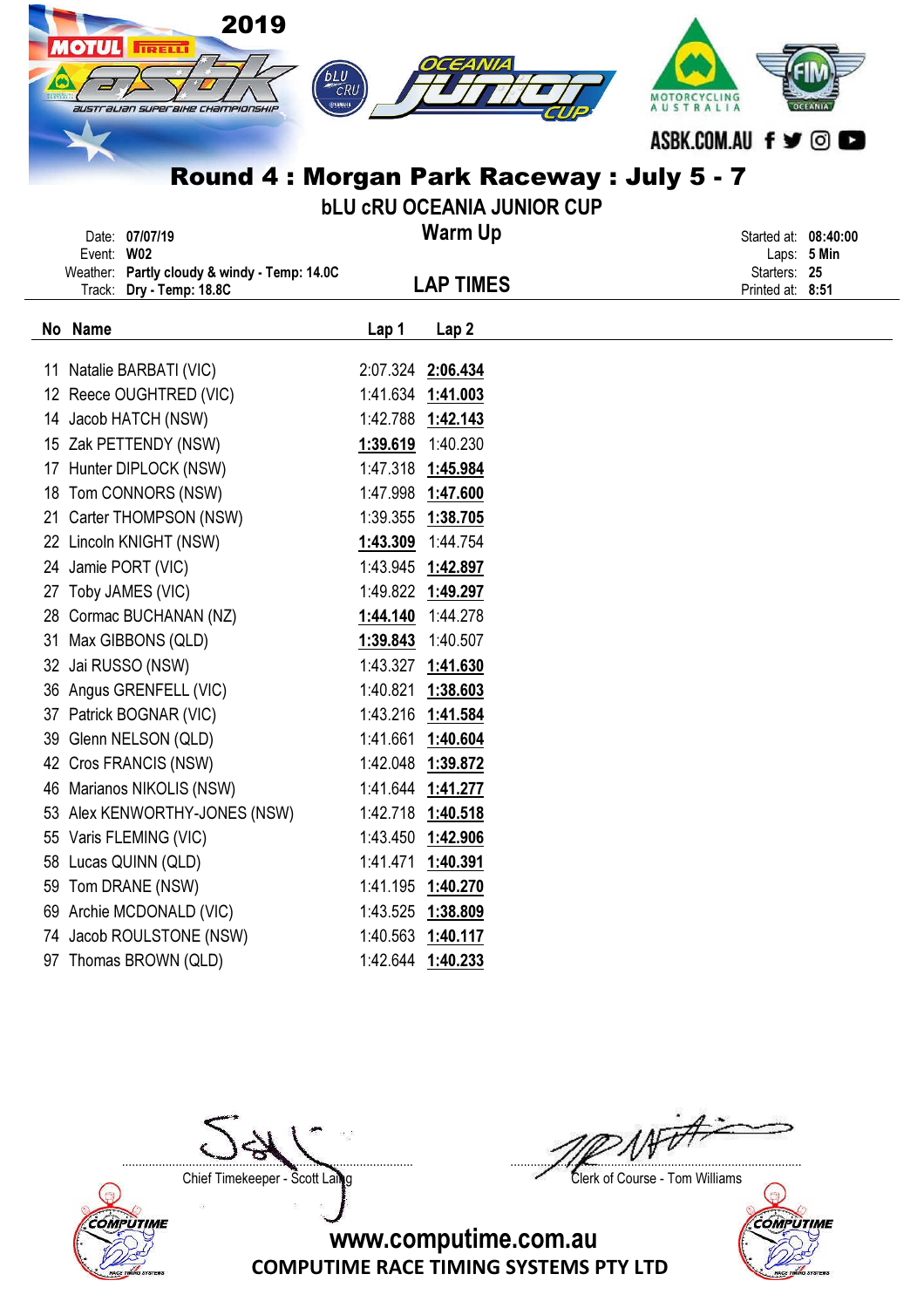# Round 4 : Morgan Park Raceway : July 5 - 7

## bLU cRU OCEANIA JUNIOR CUP

### Warm Up

### LAP TIMES

Date: **07/07/19**
Event: **W02**
Weather: **Partly cloudy & windy - Temp: 14.0C**
Track: **Dry - Temp: 18.8C**

Started at: **08:40:00**
Laps: **5 Min**
Starters: **25**
Printed at: **8:51**

| No | Name | Lap 1 | Lap 2 |
|---|---|---|---|
| 11 | Natalie BARBATI (VIC) | 2:07.324 | **2:06.434** |
| 12 | Reece OUGHTRED (VIC) | 1:41.634 | **1:41.003** |
| 14 | Jacob HATCH (NSW) | 1:42.788 | **1:42.143** |
| 15 | Zak PETTENDY (NSW) | **1:39.619** | 1:40.230 |
| 17 | Hunter DIPLOCK (NSW) | 1:47.318 | **1:45.984** |
| 18 | Tom CONNORS (NSW) | 1:47.998 | **1:47.600** |
| 21 | Carter THOMPSON (NSW) | 1:39.355 | **1:38.705** |
| 22 | Lincoln KNIGHT (NSW) | **1:43.309** | 1:44.754 |
| 24 | Jamie PORT (VIC) | 1:43.945 | **1:42.897** |
| 27 | Toby JAMES (VIC) | 1:49.822 | **1:49.297** |
| 28 | Cormac BUCHANAN (NZ) | **1:44.140** | 1:44.278 |
| 31 | Max GIBBONS (QLD) | **1:39.843** | 1:40.507 |
| 32 | Jai RUSSO (NSW) | 1:43.327 | **1:41.630** |
| 36 | Angus GRENFELL (VIC) | 1:40.821 | **1:38.603** |
| 37 | Patrick BOGNAR (VIC) | 1:43.216 | **1:41.584** |
| 39 | Glenn NELSON (QLD) | 1:41.661 | **1:40.604** |
| 42 | Cros FRANCIS (NSW) | 1:42.048 | **1:39.872** |
| 46 | Marianos NIKOLIS (NSW) | 1:41.644 | **1:41.277** |
| 53 | Alex KENWORTHY-JONES (NSW) | 1:42.718 | **1:40.518** |
| 55 | Varis FLEMING (VIC) | 1:43.450 | **1:42.906** |
| 58 | Lucas QUINN (QLD) | 1:41.471 | **1:40.391** |
| 59 | Tom DRANE (NSW) | 1:41.195 | **1:40.270** |
| 69 | Archie MCDONALD (VIC) | 1:43.525 | **1:38.809** |
| 74 | Jacob ROULSTONE (NSW) | 1:40.563 | **1:40.117** |
| 97 | Thomas BROWN (QLD) | 1:42.644 | **1:40.233** |

Chief Timekeeper - Scott Laing

Clerk of Course - Tom Williams

www.computime.com.au
COMPUTIME RACE TIMING SYSTEMS PTY LTD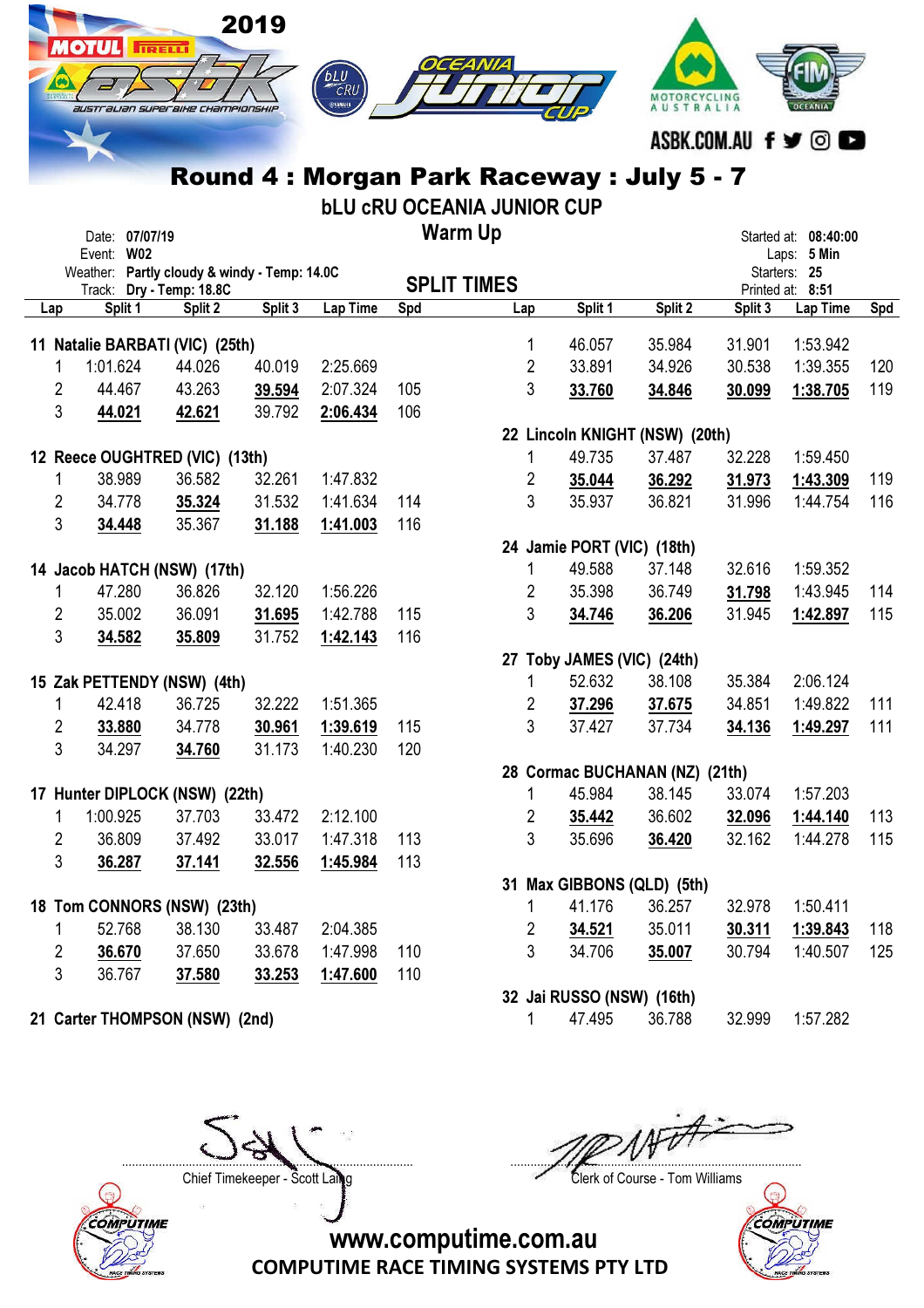# Round 4 : Morgan Park Raceway : July 5 - 7

## bLU cRU OCEANIA JUNIOR CUP

### Warm Up

Date: 07/07/19
Event: W02
Weather: Partly cloudy & windy - Temp: 14.0C
Track: Dry - Temp: 18.8C

Started at: 08:40:00
Laps: 5 Min
Starters: 25
Printed at: 8:51

### SPLIT TIMES

**11 Natalie BARBATI (VIC) (25th)**

| Lap | Split 1 | Split 2 | Split 3 | Lap Time | Spd |
|---|---|---|---|---|---|
| 1 | 1:01.624 | 44.026 | 40.019 | 2:25.669 | |
| 2 | 44.467 | 43.263 | **39.594** | 2:07.324 | 105 |
| 3 | **44.021** | **42.621** | 39.792 | **2:06.434** | 106 |

**12 Reece OUGHTRED (VIC) (13th)**

| Lap | Split 1 | Split 2 | Split 3 | Lap Time | Spd |
|---|---|---|---|---|---|
| 1 | 38.989 | 36.582 | 32.261 | 1:47.832 | |
| 2 | 34.778 | **35.324** | 31.532 | 1:41.634 | 114 |
| 3 | **34.448** | 35.367 | **31.188** | **1:41.003** | 116 |

**14 Jacob HATCH (NSW) (17th)**

| Lap | Split 1 | Split 2 | Split 3 | Lap Time | Spd |
|---|---|---|---|---|---|
| 1 | 47.280 | 36.826 | 32.120 | 1:56.226 | |
| 2 | 35.002 | 36.091 | **31.695** | 1:42.788 | 115 |
| 3 | **34.582** | **35.809** | 31.752 | **1:42.143** | 116 |

**15 Zak PETTENDY (NSW) (4th)**

| Lap | Split 1 | Split 2 | Split 3 | Lap Time | Spd |
|---|---|---|---|---|---|
| 1 | 42.418 | 36.725 | 32.222 | 1:51.365 | |
| 2 | **33.880** | 34.778 | **30.961** | **1:39.619** | 115 |
| 3 | 34.297 | **34.760** | 31.173 | 1:40.230 | 120 |

**17 Hunter DIPLOCK (NSW) (22th)**

| Lap | Split 1 | Split 2 | Split 3 | Lap Time | Spd |
|---|---|---|---|---|---|
| 1 | 1:00.925 | 37.703 | 33.472 | 2:12.100 | |
| 2 | 36.809 | 37.492 | 33.017 | 1:47.318 | 113 |
| 3 | **36.287** | **37.141** | **32.556** | **1:45.984** | 113 |

**18 Tom CONNORS (NSW) (23th)**

| Lap | Split 1 | Split 2 | Split 3 | Lap Time | Spd |
|---|---|---|---|---|---|
| 1 | 52.768 | 38.130 | 33.487 | 2:04.385 | |
| 2 | **36.670** | 37.650 | 33.678 | 1:47.998 | 110 |
| 3 | 36.767 | **37.580** | **33.253** | **1:47.600** | 110 |

**21 Carter THOMPSON (NSW) (2nd)**

| Lap | Split 1 | Split 2 | Split 3 | Lap Time | Spd |
|---|---|---|---|---|---|
| 1 | 46.057 | 35.984 | 31.901 | 1:53.942 | |
| 2 | 33.891 | 34.926 | 30.538 | 1:39.355 | 120 |
| 3 | **33.760** | **34.846** | **30.099** | **1:38.705** | 119 |

**22 Lincoln KNIGHT (NSW) (20th)**

| Lap | Split 1 | Split 2 | Split 3 | Lap Time | Spd |
|---|---|---|---|---|---|
| 1 | 49.735 | 37.487 | 32.228 | 1:59.450 | |
| 2 | **35.044** | **36.292** | **31.973** | **1:43.309** | 119 |
| 3 | 35.937 | 36.821 | 31.996 | 1:44.754 | 116 |

**24 Jamie PORT (VIC) (18th)**

| Lap | Split 1 | Split 2 | Split 3 | Lap Time | Spd |
|---|---|---|---|---|---|
| 1 | 49.588 | 37.148 | 32.616 | 1:59.352 | |
| 2 | 35.398 | 36.749 | **31.798** | 1:43.945 | 114 |
| 3 | **34.746** | **36.206** | 31.945 | **1:42.897** | 115 |

**27 Toby JAMES (VIC) (24th)**

| Lap | Split 1 | Split 2 | Split 3 | Lap Time | Spd |
|---|---|---|---|---|---|
| 1 | 52.632 | 38.108 | 35.384 | 2:06.124 | |
| 2 | **37.296** | **37.675** | 34.851 | 1:49.822 | 111 |
| 3 | 37.427 | 37.734 | **34.136** | **1:49.297** | 111 |

**28 Cormac BUCHANAN (NZ) (21th)**

| Lap | Split 1 | Split 2 | Split 3 | Lap Time | Spd |
|---|---|---|---|---|---|
| 1 | 45.984 | 38.145 | 33.074 | 1:57.203 | |
| 2 | **35.442** | 36.602 | **32.096** | **1:44.140** | 113 |
| 3 | 35.696 | **36.420** | 32.162 | 1:44.278 | 115 |

**31 Max GIBBONS (QLD) (5th)**

| Lap | Split 1 | Split 2 | Split 3 | Lap Time | Spd |
|---|---|---|---|---|---|
| 1 | 41.176 | 36.257 | 32.978 | 1:50.411 | |
| 2 | **34.521** | 35.011 | **30.311** | **1:39.843** | 118 |
| 3 | 34.706 | **35.007** | 30.794 | 1:40.507 | 125 |

**32 Jai RUSSO (NSW) (16th)**

| Lap | Split 1 | Split 2 | Split 3 | Lap Time | Spd |
|---|---|---|---|---|---|
| 1 | 47.495 | 36.788 | 32.999 | 1:57.282 | |

Chief Timekeeper - Scott Laing

Clerk of Course - Tom Williams

www.computime.com.au
COMPUTIME RACE TIMING SYSTEMS PTY LTD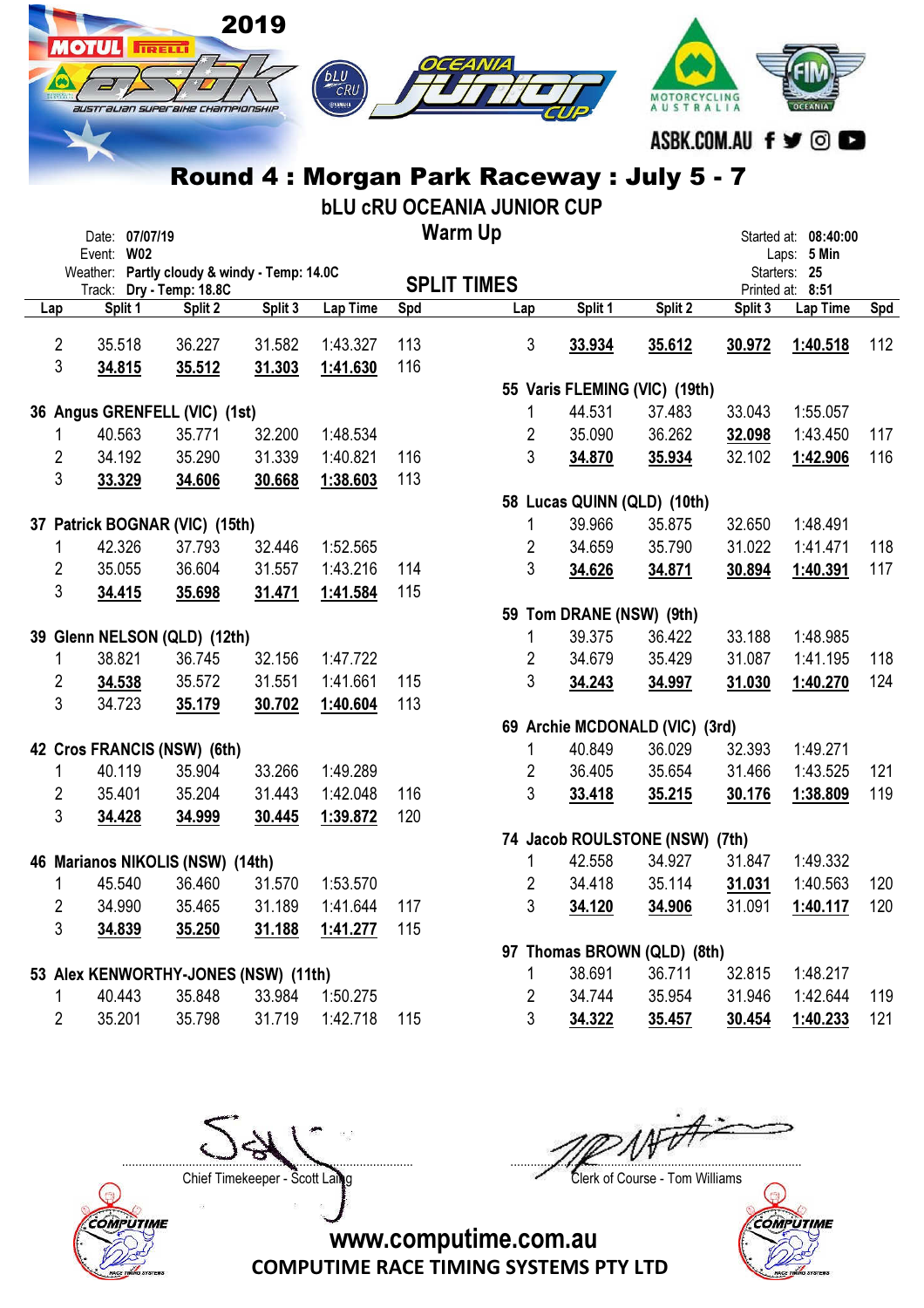# Round 4 : Morgan Park Raceway : July 5 - 7

## bLU cRU OCEANIA JUNIOR CUP

### Warm Up

Date: 07/07/19
Event: W02
Weather: Partly cloudy & windy - Temp: 14.0C
Track: Dry - Temp: 18.8C

Started at: 08:40:00
Laps: 5 Min
Starters: 25
Printed at: 8:51

### SPLIT TIMES

| Lap | Split 1 | Split 2 | Split 3 | Lap Time | Spd |
|---|---|---|---|---|---|
| 2 | 35.518 | 36.227 | 31.582 | 1:43.327 | 113 |
| 3 | **34.815** | **35.512** | **31.303** | **1:41.630** | 116 |

**36 Angus GRENFELL (VIC) (1st)**

| Lap | Split 1 | Split 2 | Split 3 | Lap Time | Spd |
|---|---|---|---|---|---|
| 1 | 40.563 | 35.771 | 32.200 | 1:48.534 | |
| 2 | 34.192 | 35.290 | 31.339 | 1:40.821 | 116 |
| 3 | **33.329** | **34.606** | **30.668** | **1:38.603** | 113 |

**37 Patrick BOGNAR (VIC) (15th)**

| Lap | Split 1 | Split 2 | Split 3 | Lap Time | Spd |
|---|---|---|---|---|---|
| 1 | 42.326 | 37.793 | 32.446 | 1:52.565 | |
| 2 | 35.055 | 36.604 | 31.557 | 1:43.216 | 114 |
| 3 | **34.415** | **35.698** | **31.471** | **1:41.584** | 115 |

**39 Glenn NELSON (QLD) (12th)**

| Lap | Split 1 | Split 2 | Split 3 | Lap Time | Spd |
|---|---|---|---|---|---|
| 1 | 38.821 | 36.745 | 32.156 | 1:47.722 | |
| 2 | **34.538** | 35.572 | 31.551 | 1:41.661 | 115 |
| 3 | 34.723 | **35.179** | **30.702** | **1:40.604** | 113 |

**42 Cros FRANCIS (NSW) (6th)**

| Lap | Split 1 | Split 2 | Split 3 | Lap Time | Spd |
|---|---|---|---|---|---|
| 1 | 40.119 | 35.904 | 33.266 | 1:49.289 | |
| 2 | 35.401 | 35.204 | 31.443 | 1:42.048 | 116 |
| 3 | **34.428** | **34.999** | **30.445** | **1:39.872** | 120 |

**46 Marianos NIKOLIS (NSW) (14th)**

| Lap | Split 1 | Split 2 | Split 3 | Lap Time | Spd |
|---|---|---|---|---|---|
| 1 | 45.540 | 36.460 | 31.570 | 1:53.570 | |
| 2 | 34.990 | 35.465 | 31.189 | 1:41.644 | 117 |
| 3 | **34.839** | **35.250** | **31.188** | **1:41.277** | 115 |

**53 Alex KENWORTHY-JONES (NSW) (11th)**

| Lap | Split 1 | Split 2 | Split 3 | Lap Time | Spd |
|---|---|---|---|---|---|
| 1 | 40.443 | 35.848 | 33.984 | 1:50.275 | |
| 2 | 35.201 | 35.798 | 31.719 | 1:42.718 | 115 |
| 3 | **33.934** | **35.612** | **30.972** | **1:40.518** | 112 |

**55 Varis FLEMING (VIC) (19th)**

| Lap | Split 1 | Split 2 | Split 3 | Lap Time | Spd |
|---|---|---|---|---|---|
| 1 | 44.531 | 37.483 | 33.043 | 1:55.057 | |
| 2 | 35.090 | 36.262 | **32.098** | 1:43.450 | 117 |
| 3 | **34.870** | **35.934** | 32.102 | **1:42.906** | 116 |

**58 Lucas QUINN (QLD) (10th)**

| Lap | Split 1 | Split 2 | Split 3 | Lap Time | Spd |
|---|---|---|---|---|---|
| 1 | 39.966 | 35.875 | 32.650 | 1:48.491 | |
| 2 | 34.659 | 35.790 | 31.022 | 1:41.471 | 118 |
| 3 | **34.626** | **34.871** | **30.894** | **1:40.391** | 117 |

**59 Tom DRANE (NSW) (9th)**

| Lap | Split 1 | Split 2 | Split 3 | Lap Time | Spd |
|---|---|---|---|---|---|
| 1 | 39.375 | 36.422 | 33.188 | 1:48.985 | |
| 2 | 34.679 | 35.429 | 31.087 | 1:41.195 | 118 |
| 3 | **34.243** | **34.997** | **31.030** | **1:40.270** | 124 |

**69 Archie MCDONALD (VIC) (3rd)**

| Lap | Split 1 | Split 2 | Split 3 | Lap Time | Spd |
|---|---|---|---|---|---|
| 1 | 40.849 | 36.029 | 32.393 | 1:49.271 | |
| 2 | 36.405 | 35.654 | 31.466 | 1:43.525 | 121 |
| 3 | **33.418** | **35.215** | **30.176** | **1:38.809** | 119 |

**74 Jacob ROULSTONE (NSW) (7th)**

| Lap | Split 1 | Split 2 | Split 3 | Lap Time | Spd |
|---|---|---|---|---|---|
| 1 | 42.558 | 34.927 | 31.847 | 1:49.332 | |
| 2 | 34.418 | 35.114 | **31.031** | 1:40.563 | 120 |
| 3 | **34.120** | **34.906** | 31.091 | **1:40.117** | 120 |

**97 Thomas BROWN (QLD) (8th)**

| Lap | Split 1 | Split 2 | Split 3 | Lap Time | Spd |
|---|---|---|---|---|---|
| 1 | 38.691 | 36.711 | 32.815 | 1:48.217 | |
| 2 | 34.744 | 35.954 | 31.946 | 1:42.644 | 119 |
| 3 | **34.322** | **35.457** | **30.454** | **1:40.233** | 121 |

Chief Timekeeper - Scott Laing

Clerk of Course - Tom Williams

www.computime.com.au
COMPUTIME RACE TIMING SYSTEMS PTY LTD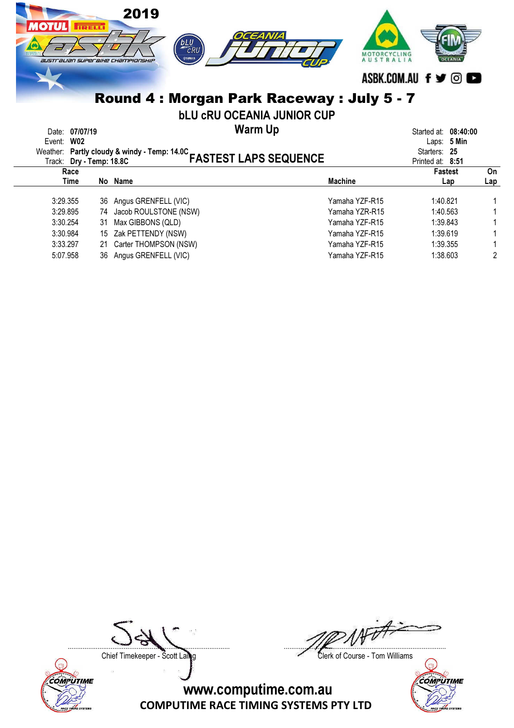# Round 4 : Morgan Park Raceway : July 5 - 7

## bLU cRU OCEANIA JUNIOR CUP

### Warm Up

Date: **07/07/19**
Event: **W02**
Weather: **Partly cloudy & windy - Temp: 14.0C**
Track: **Dry - Temp: 18.8C**

Started at: **08:40:00**
Laps: **5 Min**
Starters: **25**
Printed at: **8:51**

### FASTEST LAPS SEQUENCE

| Race Time | No | Name | Machine | Fastest Lap | On Lap |
|---|---|---|---|---|---|
| 3:29.355 | 36 | Angus GRENFELL (VIC) | Yamaha YZF-R15 | 1:40.821 | 1 |
| 3:29.895 | 74 | Jacob ROULSTONE (NSW) | Yamaha YZR-R15 | 1:40.563 | 1 |
| 3:30.254 | 31 | Max GIBBONS (QLD) | Yamaha YZF-R15 | 1:39.843 | 1 |
| 3:30.984 | 15 | Zak PETTENDY (NSW) | Yamaha YZF-R15 | 1:39.619 | 1 |
| 3:33.297 | 21 | Carter THOMPSON (NSW) | Yamaha YZF-R15 | 1:39.355 | 1 |
| 5:07.958 | 36 | Angus GRENFELL (VIC) | Yamaha YZF-R15 | 1:38.603 | 2 |

Chief Timekeeper - Scott Laing

Clerk of Course - Tom Williams

www.computime.com.au
COMPUTIME RACE TIMING SYSTEMS PTY LTD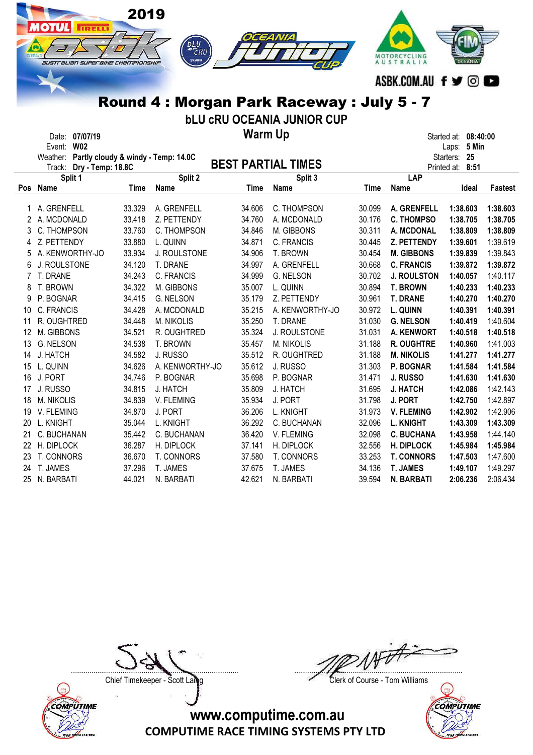# 2019 MOTUL PIRELLI ASBK Australian Superbike Championship — bLU cRU Oceania Junior Cup

ASBK.COM.AU

## Round 4 : Morgan Park Raceway : July 5 - 7

### bLU cRU OCEANIA JUNIOR CUP

### Warm Up

Date: 07/07/19
Event: W02
Weather: Partly cloudy & windy - Temp: 14.0C
Track: Dry - Temp: 18.8C

Started at: 08:40:00
Laps: 5 Min
Starters: 25
Printed at: 8:51

### BEST PARTIAL TIMES

| Pos | Split 1 Name | Time | Split 2 Name | Time | Split 3 Name | Time | LAP Name | Ideal | Fastest |
|---|---|---|---|---|---|---|---|---|---|
| 1 | A. GRENFELL | 33.329 | A. GRENFELL | 34.606 | C. THOMPSON | 30.099 | **A. GRENFELL** | **1:38.603** | **1:38.603** |
| 2 | A. MCDONALD | 33.418 | Z. PETTENDY | 34.760 | A. MCDONALD | 30.176 | **C. THOMPSO** | **1:38.705** | **1:38.705** |
| 3 | C. THOMPSON | 33.760 | C. THOMPSON | 34.846 | M. GIBBONS | 30.311 | **A. MCDONAL** | **1:38.809** | **1:38.809** |
| 4 | Z. PETTENDY | 33.880 | L. QUINN | 34.871 | C. FRANCIS | 30.445 | **Z. PETTENDY** | **1:39.601** | 1:39.619 |
| 5 | A. KENWORTHY-JO | 33.934 | J. ROULSTONE | 34.906 | T. BROWN | 30.454 | **M. GIBBONS** | **1:39.839** | 1:39.843 |
| 6 | J. ROULSTONE | 34.120 | T. DRANE | 34.997 | A. GRENFELL | 30.668 | **C. FRANCIS** | **1:39.872** | **1:39.872** |
| 7 | T. DRANE | 34.243 | C. FRANCIS | 34.999 | G. NELSON | 30.702 | **J. ROULSTON** | **1:40.057** | 1:40.117 |
| 8 | T. BROWN | 34.322 | M. GIBBONS | 35.007 | L. QUINN | 30.894 | **T. BROWN** | **1:40.233** | **1:40.233** |
| 9 | P. BOGNAR | 34.415 | G. NELSON | 35.179 | Z. PETTENDY | 30.961 | **T. DRANE** | **1:40.270** | **1:40.270** |
| 10 | C. FRANCIS | 34.428 | A. MCDONALD | 35.215 | A. KENWORTHY-JO | 30.972 | **L. QUINN** | **1:40.391** | **1:40.391** |
| 11 | R. OUGHTRED | 34.448 | M. NIKOLIS | 35.250 | T. DRANE | 31.030 | **G. NELSON** | **1:40.419** | 1:40.604 |
| 12 | M. GIBBONS | 34.521 | R. OUGHTRED | 35.324 | J. ROULSTONE | 31.031 | **A. KENWORT** | **1:40.518** | **1:40.518** |
| 13 | G. NELSON | 34.538 | T. BROWN | 35.457 | M. NIKOLIS | 31.188 | **R. OUGHTRE** | **1:40.960** | 1:41.003 |
| 14 | J. HATCH | 34.582 | J. RUSSO | 35.512 | R. OUGHTRED | 31.188 | **M. NIKOLIS** | **1:41.277** | **1:41.277** |
| 15 | L. QUINN | 34.626 | A. KENWORTHY-JO | 35.612 | J. RUSSO | 31.303 | **P. BOGNAR** | **1:41.584** | **1:41.584** |
| 16 | J. PORT | 34.746 | P. BOGNAR | 35.698 | P. BOGNAR | 31.471 | **J. RUSSO** | **1:41.630** | **1:41.630** |
| 17 | J. RUSSO | 34.815 | J. HATCH | 35.809 | J. HATCH | 31.695 | **J. HATCH** | **1:42.086** | 1:42.143 |
| 18 | M. NIKOLIS | 34.839 | V. FLEMING | 35.934 | J. PORT | 31.798 | **J. PORT** | **1:42.750** | 1:42.897 |
| 19 | V. FLEMING | 34.870 | J. PORT | 36.206 | L. KNIGHT | 31.973 | **V. FLEMING** | **1:42.902** | 1:42.906 |
| 20 | L. KNIGHT | 35.044 | L. KNIGHT | 36.292 | C. BUCHANAN | 32.096 | **L. KNIGHT** | **1:43.309** | **1:43.309** |
| 21 | C. BUCHANAN | 35.442 | C. BUCHANAN | 36.420 | V. FLEMING | 32.098 | **C. BUCHANA** | **1:43.958** | 1:44.140 |
| 22 | H. DIPLOCK | 36.287 | H. DIPLOCK | 37.141 | H. DIPLOCK | 32.556 | **H. DIPLOCK** | **1:45.984** | **1:45.984** |
| 23 | T. CONNORS | 36.670 | T. CONNORS | 37.580 | T. CONNORS | 33.253 | **T. CONNORS** | **1:47.503** | 1:47.600 |
| 24 | T. JAMES | 37.296 | T. JAMES | 37.675 | T. JAMES | 34.136 | **T. JAMES** | **1:49.107** | 1:49.297 |
| 25 | N. BARBATI | 44.021 | N. BARBATI | 42.621 | N. BARBATI | 39.594 | **N. BARBATI** | **2:06.236** | 2:06.434 |

Chief Timekeeper - Scott Laing

Clerk of Course - Tom Williams

**www.computime.com.au**

**COMPUTIME RACE TIMING SYSTEMS PTY LTD**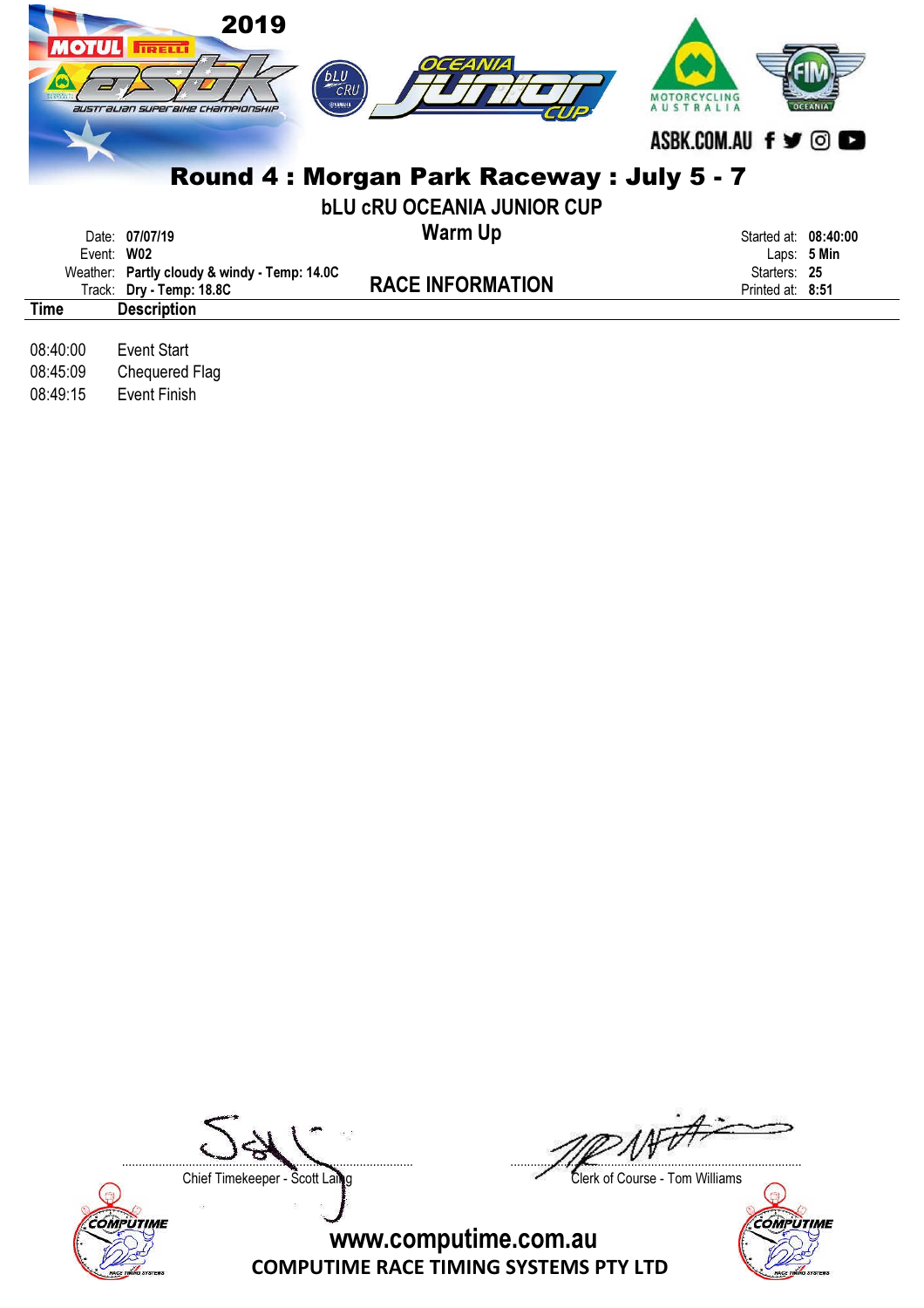2019

# Round 4 : Morgan Park Raceway : July 5 - 7

## bLU cRU OCEANIA JUNIOR CUP

### Warm Up

### RACE INFORMATION

Date: **07/07/19**
Event: **W02**
Weather: **Partly cloudy & windy - Temp: 14.0C**
Track: **Dry - Temp: 18.8C**

Started at: **08:40:00**
Laps: **5 Min**
Starters: **25**
Printed at: **8:51**

| Time | Description |
| --- | --- |
| 08:40:00 | Event Start |
| 08:45:09 | Chequered Flag |
| 08:49:15 | Event Finish |

Chief Timekeeper - Scott Laing

Clerk of Course - Tom Williams

www.computime.com.au
COMPUTIME RACE TIMING SYSTEMS PTY LTD